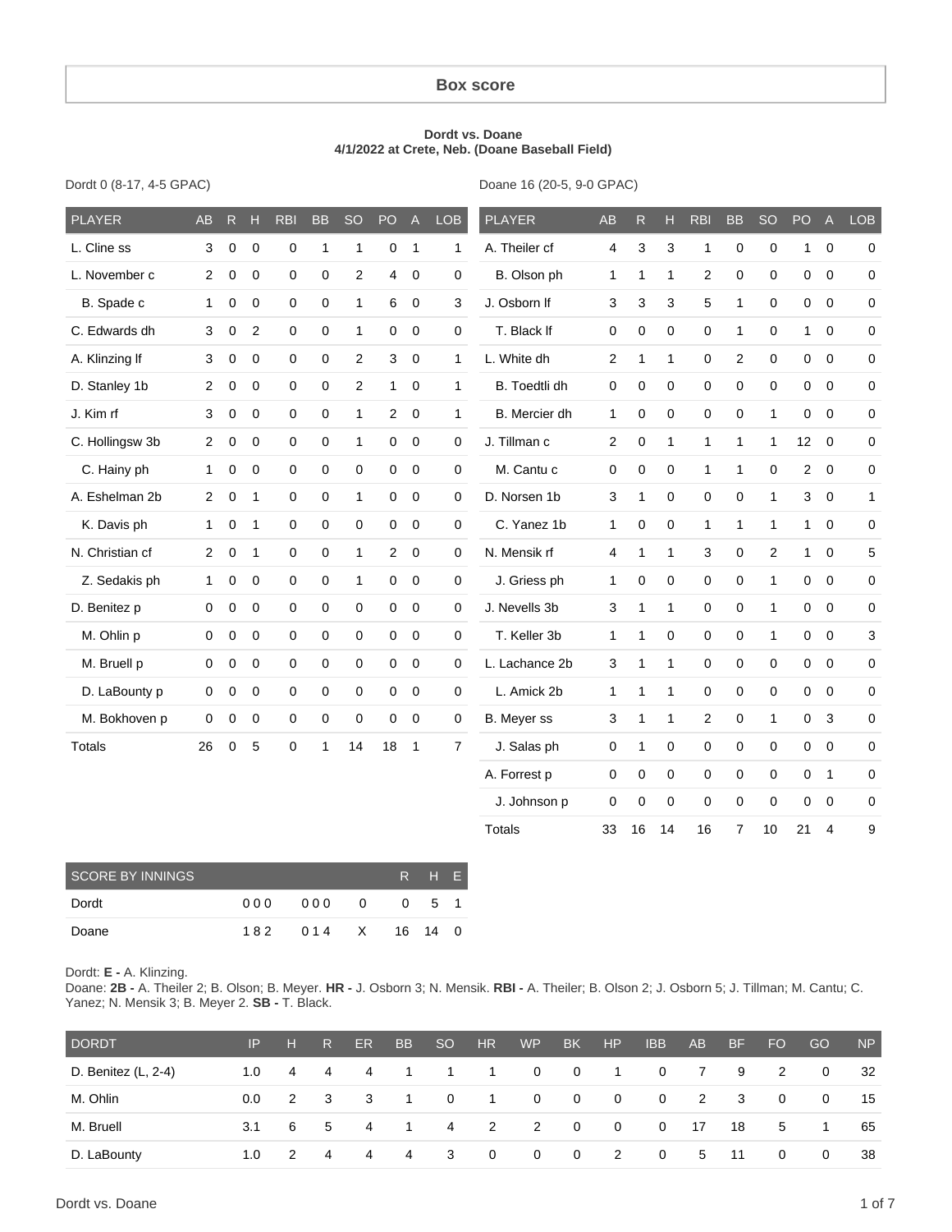# Box score

**Dordt vs. Doane**
**4/1/2022 at Crete, Neb. (Doane Baseball Field)**

Dordt 0 (8-17, 4-5 GPAC)

| PLAYER | AB | R | H | RBI | BB | SO | PO | A | LOB |
|---|---|---|---|---|---|---|---|---|---|
| L. Cline ss | 3 | 0 | 0 | 0 | 1 | 1 | 0 | 1 | 1 |
| L. November c | 2 | 0 | 0 | 0 | 0 | 2 | 4 | 0 | 0 |
| B. Spade c | 1 | 0 | 0 | 0 | 0 | 1 | 6 | 0 | 3 |
| C. Edwards dh | 3 | 0 | 2 | 0 | 0 | 1 | 0 | 0 | 0 |
| A. Klinzing lf | 3 | 0 | 0 | 0 | 0 | 2 | 3 | 0 | 1 |
| D. Stanley 1b | 2 | 0 | 0 | 0 | 0 | 2 | 1 | 0 | 1 |
| J. Kim rf | 3 | 0 | 0 | 0 | 0 | 1 | 2 | 0 | 1 |
| C. Hollingsw 3b | 2 | 0 | 0 | 0 | 0 | 1 | 0 | 0 | 0 |
| C. Hainy ph | 1 | 0 | 0 | 0 | 0 | 0 | 0 | 0 | 0 |
| A. Eshelman 2b | 2 | 0 | 1 | 0 | 0 | 1 | 0 | 0 | 0 |
| K. Davis ph | 1 | 0 | 1 | 0 | 0 | 0 | 0 | 0 | 0 |
| N. Christian cf | 2 | 0 | 1 | 0 | 0 | 1 | 2 | 0 | 0 |
| Z. Sedakis ph | 1 | 0 | 0 | 0 | 0 | 1 | 0 | 0 | 0 |
| D. Benitez p | 0 | 0 | 0 | 0 | 0 | 0 | 0 | 0 | 0 |
| M. Ohlin p | 0 | 0 | 0 | 0 | 0 | 0 | 0 | 0 | 0 |
| M. Bruell p | 0 | 0 | 0 | 0 | 0 | 0 | 0 | 0 | 0 |
| D. LaBounty p | 0 | 0 | 0 | 0 | 0 | 0 | 0 | 0 | 0 |
| M. Bokhoven p | 0 | 0 | 0 | 0 | 0 | 0 | 0 | 0 | 0 |
| Totals | 26 | 0 | 5 | 0 | 1 | 14 | 18 | 1 | 7 |

Doane 16 (20-5, 9-0 GPAC)

| PLAYER | AB | R | H | RBI | BB | SO | PO | A | LOB |
|---|---|---|---|---|---|---|---|---|---|
| A. Theiler cf | 4 | 3 | 3 | 1 | 0 | 0 | 1 | 0 | 0 |
| B. Olson ph | 1 | 1 | 1 | 2 | 0 | 0 | 0 | 0 | 0 |
| J. Osborn lf | 3 | 3 | 3 | 5 | 1 | 0 | 0 | 0 | 0 |
| T. Black lf | 0 | 0 | 0 | 0 | 1 | 0 | 1 | 0 | 0 |
| L. White dh | 2 | 1 | 1 | 0 | 2 | 0 | 0 | 0 | 0 |
| B. Toedtli dh | 0 | 0 | 0 | 0 | 0 | 0 | 0 | 0 | 0 |
| B. Mercier dh | 1 | 0 | 0 | 0 | 0 | 1 | 0 | 0 | 0 |
| J. Tillman c | 2 | 0 | 1 | 1 | 1 | 1 | 12 | 0 | 0 |
| M. Cantu c | 0 | 0 | 0 | 1 | 1 | 0 | 2 | 0 | 0 |
| D. Norsen 1b | 3 | 1 | 0 | 0 | 0 | 1 | 3 | 0 | 1 |
| C. Yanez 1b | 1 | 0 | 0 | 1 | 1 | 1 | 1 | 0 | 0 |
| N. Mensik rf | 4 | 1 | 1 | 3 | 0 | 2 | 1 | 0 | 5 |
| J. Griess ph | 1 | 0 | 0 | 0 | 0 | 1 | 0 | 0 | 0 |
| J. Nevells 3b | 3 | 1 | 1 | 0 | 0 | 1 | 0 | 0 | 0 |
| T. Keller 3b | 1 | 1 | 0 | 0 | 0 | 1 | 0 | 0 | 3 |
| L. Lachance 2b | 3 | 1 | 1 | 0 | 0 | 0 | 0 | 0 | 0 |
| L. Amick 2b | 1 | 1 | 1 | 0 | 0 | 0 | 0 | 0 | 0 |
| B. Meyer ss | 3 | 1 | 1 | 2 | 0 | 1 | 0 | 3 | 0 |
| J. Salas ph | 0 | 1 | 0 | 0 | 0 | 0 | 0 | 0 | 0 |
| A. Forrest p | 0 | 0 | 0 | 0 | 0 | 0 | 0 | 1 | 0 |
| J. Johnson p | 0 | 0 | 0 | 0 | 0 | 0 | 0 | 0 | 0 |
| Totals | 33 | 16 | 14 | 16 | 7 | 10 | 21 | 4 | 9 |

| SCORE BY INNINGS | | | | R | H | E |
|---|---|---|---|---|---|---|
| Dordt | 000 | 000 | 0 | 0 | 5 | 1 |
| Doane | 182 | 014 | X | 16 | 14 | 0 |

Dordt: **E -** A. Klinzing.
Doane: **2B -** A. Theiler 2; B. Olson; B. Meyer. **HR -** J. Osborn 3; N. Mensik. **RBI -** A. Theiler; B. Olson 2; J. Osborn 5; J. Tillman; M. Cantu; C. Yanez; N. Mensik 3; B. Meyer 2. **SB -** T. Black.

| DORDT | IP | H | R | ER | BB | SO | HR | WP | BK | HP | IBB | AB | BF | FO | GO | NP |
|---|---|---|---|---|---|---|---|---|---|---|---|---|---|---|---|---|
| D. Benitez (L, 2-4) | 1.0 | 4 | 4 | 4 | 1 | 1 | 1 | 0 | 0 | 1 | 0 | 7 | 9 | 2 | 0 | 32 |
| M. Ohlin | 0.0 | 2 | 3 | 3 | 1 | 0 | 1 | 0 | 0 | 0 | 0 | 2 | 3 | 0 | 0 | 15 |
| M. Bruell | 3.1 | 6 | 5 | 4 | 1 | 4 | 2 | 2 | 0 | 0 | 0 | 17 | 18 | 5 | 1 | 65 |
| D. LaBounty | 1.0 | 2 | 4 | 4 | 4 | 3 | 0 | 0 | 0 | 2 | 0 | 5 | 11 | 0 | 0 | 38 |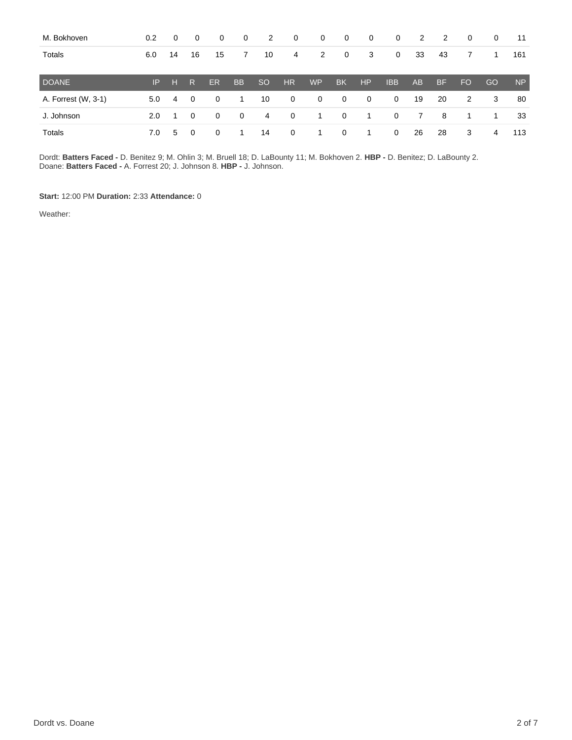| | IP | H | R | ER | BB | SO | HR | WP | BK | HP | IBB | AB | BF | FO | GO | NP |
|---|---|---|---|---|---|---|---|---|---|---|---|---|---|---|---|---|
| M. Bokhoven | 0.2 | 0 | 0 | 0 | 0 | 2 | 0 | 0 | 0 | 0 | 0 | 2 | 2 | 0 | 0 | 11 |
| Totals | 6.0 | 14 | 16 | 15 | 7 | 10 | 4 | 2 | 0 | 3 | 0 | 33 | 43 | 7 | 1 | 161 |

| DOANE | IP | H | R | ER | BB | SO | HR | WP | BK | HP | IBB | AB | BF | FO | GO | NP |
|---|---|---|---|---|---|---|---|---|---|---|---|---|---|---|---|---|
| A. Forrest (W, 3-1) | 5.0 | 4 | 0 | 0 | 1 | 10 | 0 | 0 | 0 | 0 | 0 | 19 | 20 | 2 | 3 | 80 |
| J. Johnson | 2.0 | 1 | 0 | 0 | 0 | 4 | 0 | 1 | 0 | 1 | 0 | 7 | 8 | 1 | 1 | 33 |
| Totals | 7.0 | 5 | 0 | 0 | 1 | 14 | 0 | 1 | 0 | 1 | 0 | 26 | 28 | 3 | 4 | 113 |

Dordt: **Batters Faced -** D. Benitez 9; M. Ohlin 3; M. Bruell 18; D. LaBounty 11; M. Bokhoven 2. **HBP -** D. Benitez; D. LaBounty 2.
Doane: **Batters Faced -** A. Forrest 20; J. Johnson 8. **HBP -** J. Johnson.

**Start:** 12:00 PM **Duration:** 2:33 **Attendance:** 0

Weather: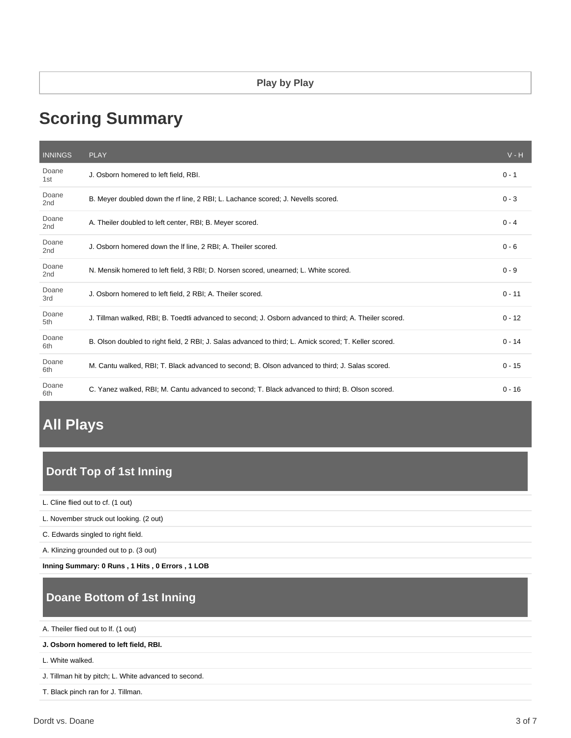Play by Play

# Scoring Summary

| INNINGS | PLAY | V - H |
|---|---|---|
| Doane 1st | J. Osborn homered to left field, RBI. | 0 - 1 |
| Doane 2nd | B. Meyer doubled down the rf line, 2 RBI; L. Lachance scored; J. Nevells scored. | 0 - 3 |
| Doane 2nd | A. Theiler doubled to left center, RBI; B. Meyer scored. | 0 - 4 |
| Doane 2nd | J. Osborn homered down the lf line, 2 RBI; A. Theiler scored. | 0 - 6 |
| Doane 2nd | N. Mensik homered to left field, 3 RBI; D. Norsen scored, unearned; L. White scored. | 0 - 9 |
| Doane 3rd | J. Osborn homered to left field, 2 RBI; A. Theiler scored. | 0 - 11 |
| Doane 5th | J. Tillman walked, RBI; B. Toedtli advanced to second; J. Osborn advanced to third; A. Theiler scored. | 0 - 12 |
| Doane 6th | B. Olson doubled to right field, 2 RBI; J. Salas advanced to third; L. Amick scored; T. Keller scored. | 0 - 14 |
| Doane 6th | M. Cantu walked, RBI; T. Black advanced to second; B. Olson advanced to third; J. Salas scored. | 0 - 15 |
| Doane 6th | C. Yanez walked, RBI; M. Cantu advanced to second; T. Black advanced to third; B. Olson scored. | 0 - 16 |

# All Plays

## Dordt Top of 1st Inning

L. Cline flied out to cf. (1 out)

L. November struck out looking. (2 out)

C. Edwards singled to right field.

A. Klinzing grounded out to p. (3 out)

**Inning Summary: 0 Runs , 1 Hits , 0 Errors , 1 LOB**

## Doane Bottom of 1st Inning

A. Theiler flied out to lf. (1 out)

**J. Osborn homered to left field, RBI.**

L. White walked.

J. Tillman hit by pitch; L. White advanced to second.

T. Black pinch ran for J. Tillman.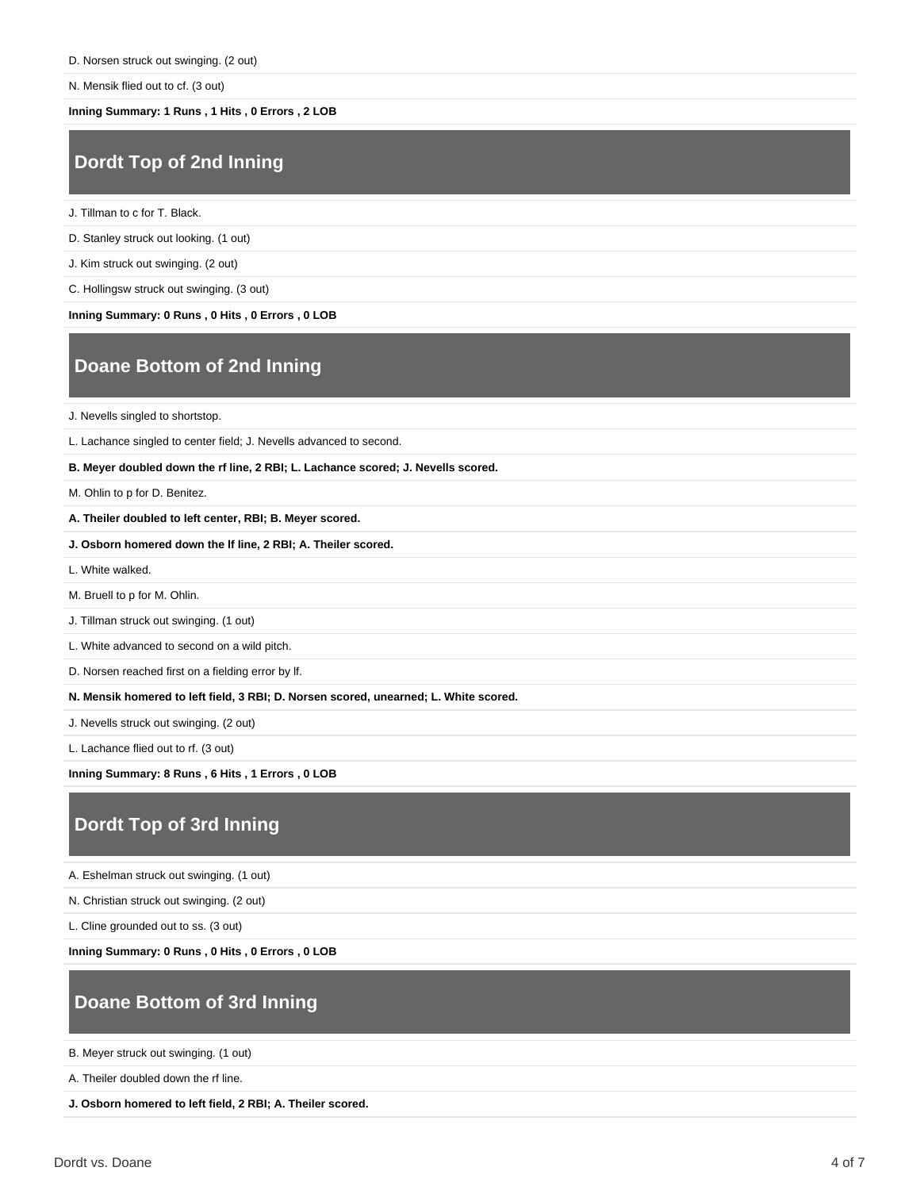D. Norsen struck out swinging. (2 out)

N. Mensik flied out to cf. (3 out)

**Inning Summary: 1 Runs , 1 Hits , 0 Errors , 2 LOB**

## Dordt Top of 2nd Inning

J. Tillman to c for T. Black.

D. Stanley struck out looking. (1 out)

J. Kim struck out swinging. (2 out)

C. Hollingsw struck out swinging. (3 out)

**Inning Summary: 0 Runs , 0 Hits , 0 Errors , 0 LOB**

## Doane Bottom of 2nd Inning

J. Nevells singled to shortstop.

L. Lachance singled to center field; J. Nevells advanced to second.

**B. Meyer doubled down the rf line, 2 RBI; L. Lachance scored; J. Nevells scored.**

M. Ohlin to p for D. Benitez.

**A. Theiler doubled to left center, RBI; B. Meyer scored.**

**J. Osborn homered down the lf line, 2 RBI; A. Theiler scored.**

L. White walked.

M. Bruell to p for M. Ohlin.

J. Tillman struck out swinging. (1 out)

L. White advanced to second on a wild pitch.

D. Norsen reached first on a fielding error by lf.

**N. Mensik homered to left field, 3 RBI; D. Norsen scored, unearned; L. White scored.**

J. Nevells struck out swinging. (2 out)

L. Lachance flied out to rf. (3 out)

**Inning Summary: 8 Runs , 6 Hits , 1 Errors , 0 LOB**

## Dordt Top of 3rd Inning

A. Eshelman struck out swinging. (1 out)

N. Christian struck out swinging. (2 out)

L. Cline grounded out to ss. (3 out)

**Inning Summary: 0 Runs , 0 Hits , 0 Errors , 0 LOB**

## Doane Bottom of 3rd Inning

B. Meyer struck out swinging. (1 out)

A. Theiler doubled down the rf line.

**J. Osborn homered to left field, 2 RBI; A. Theiler scored.**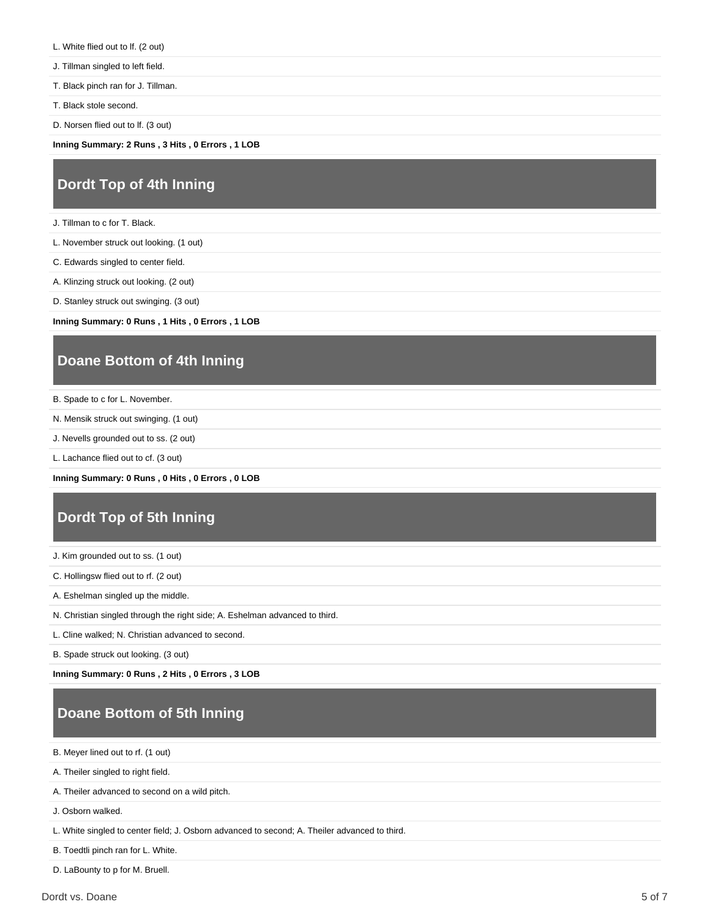L. White flied out to lf. (2 out)

J. Tillman singled to left field.

T. Black pinch ran for J. Tillman.

T. Black stole second.

D. Norsen flied out to lf. (3 out)

**Inning Summary: 2 Runs , 3 Hits , 0 Errors , 1 LOB**

## Dordt Top of 4th Inning

J. Tillman to c for T. Black.

L. November struck out looking. (1 out)

C. Edwards singled to center field.

A. Klinzing struck out looking. (2 out)

D. Stanley struck out swinging. (3 out)

**Inning Summary: 0 Runs , 1 Hits , 0 Errors , 1 LOB**

## Doane Bottom of 4th Inning

B. Spade to c for L. November.

N. Mensik struck out swinging. (1 out)

J. Nevells grounded out to ss. (2 out)

L. Lachance flied out to cf. (3 out)

**Inning Summary: 0 Runs , 0 Hits , 0 Errors , 0 LOB**

## Dordt Top of 5th Inning

J. Kim grounded out to ss. (1 out)

C. Hollingsw flied out to rf. (2 out)

A. Eshelman singled up the middle.

N. Christian singled through the right side; A. Eshelman advanced to third.

L. Cline walked; N. Christian advanced to second.

B. Spade struck out looking. (3 out)

**Inning Summary: 0 Runs , 2 Hits , 0 Errors , 3 LOB**

## Doane Bottom of 5th Inning

B. Meyer lined out to rf. (1 out)

A. Theiler singled to right field.

A. Theiler advanced to second on a wild pitch.

J. Osborn walked.

L. White singled to center field; J. Osborn advanced to second; A. Theiler advanced to third.

B. Toedtli pinch ran for L. White.

D. LaBounty to p for M. Bruell.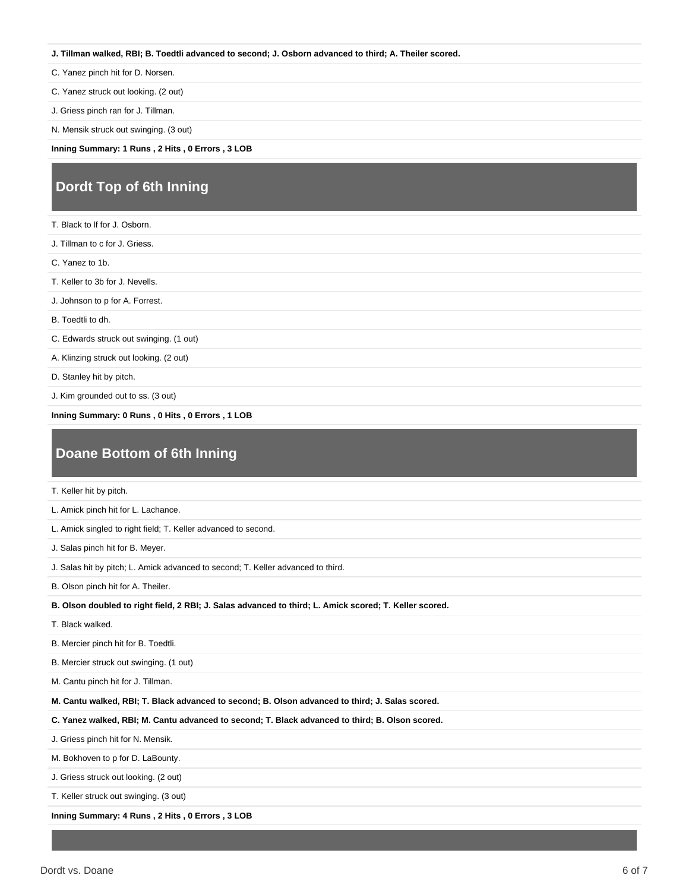**J. Tillman walked, RBI; B. Toedtli advanced to second; J. Osborn advanced to third; A. Theiler scored.**

C. Yanez pinch hit for D. Norsen.

C. Yanez struck out looking. (2 out)

J. Griess pinch ran for J. Tillman.

N. Mensik struck out swinging. (3 out)

**Inning Summary: 1 Runs , 2 Hits , 0 Errors , 3 LOB**

## Dordt Top of 6th Inning

T. Black to lf for J. Osborn.

J. Tillman to c for J. Griess.

C. Yanez to 1b.

T. Keller to 3b for J. Nevells.

J. Johnson to p for A. Forrest.

B. Toedtli to dh.

C. Edwards struck out swinging. (1 out)

A. Klinzing struck out looking. (2 out)

D. Stanley hit by pitch.

J. Kim grounded out to ss. (3 out)

**Inning Summary: 0 Runs , 0 Hits , 0 Errors , 1 LOB**

## Doane Bottom of 6th Inning

T. Keller hit by pitch.

L. Amick pinch hit for L. Lachance.

L. Amick singled to right field; T. Keller advanced to second.

J. Salas pinch hit for B. Meyer.

J. Salas hit by pitch; L. Amick advanced to second; T. Keller advanced to third.

B. Olson pinch hit for A. Theiler.

**B. Olson doubled to right field, 2 RBI; J. Salas advanced to third; L. Amick scored; T. Keller scored.**

T. Black walked.

B. Mercier pinch hit for B. Toedtli.

B. Mercier struck out swinging. (1 out)

M. Cantu pinch hit for J. Tillman.

**M. Cantu walked, RBI; T. Black advanced to second; B. Olson advanced to third; J. Salas scored.**

**C. Yanez walked, RBI; M. Cantu advanced to second; T. Black advanced to third; B. Olson scored.**

J. Griess pinch hit for N. Mensik.

M. Bokhoven to p for D. LaBounty.

J. Griess struck out looking. (2 out)

T. Keller struck out swinging. (3 out)

**Inning Summary: 4 Runs , 2 Hits , 0 Errors , 3 LOB**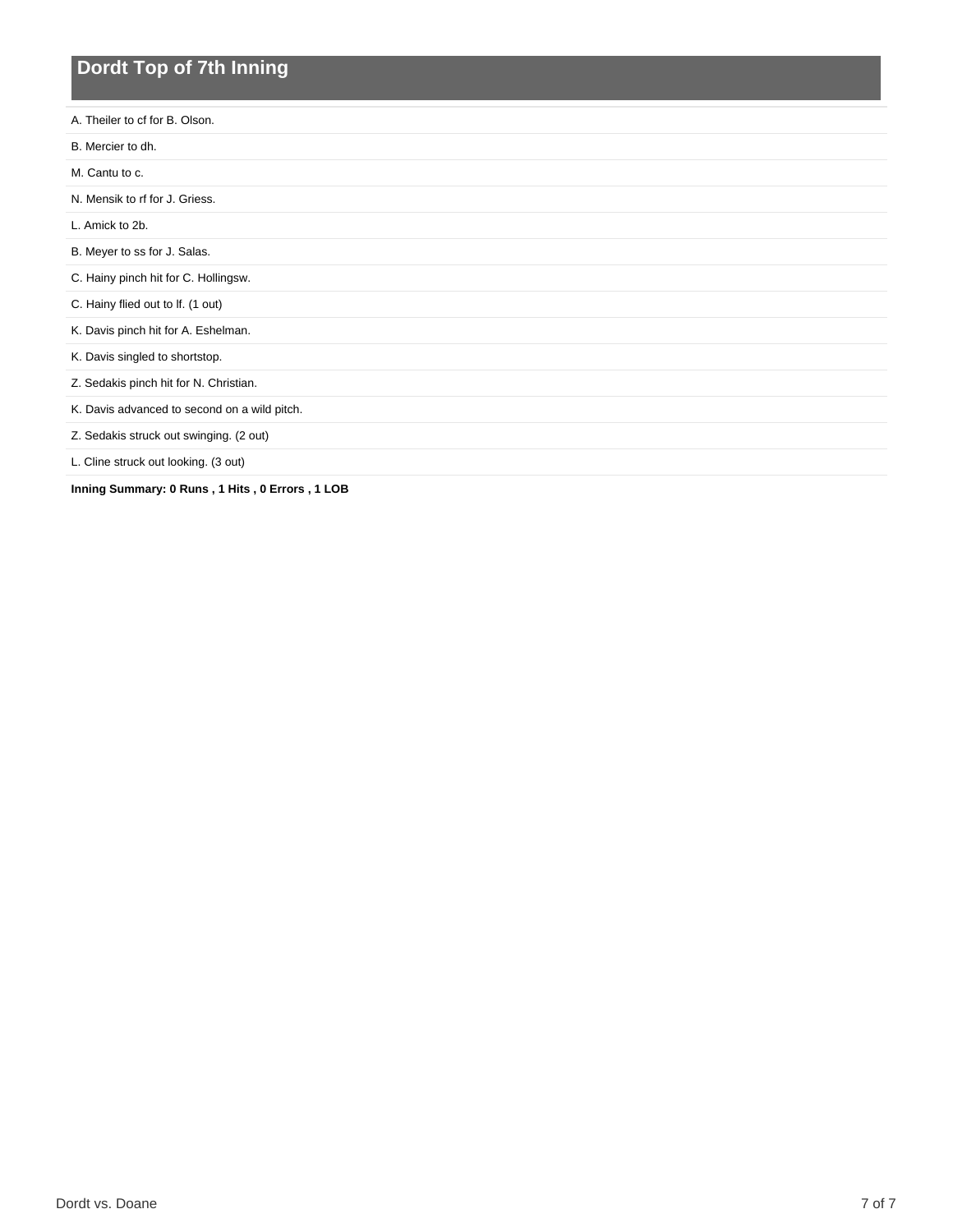## Dordt Top of 7th Inning

A. Theiler to cf for B. Olson.

B. Mercier to dh.

M. Cantu to c.

N. Mensik to rf for J. Griess.

L. Amick to 2b.

B. Meyer to ss for J. Salas.

C. Hainy pinch hit for C. Hollingsw.

C. Hainy flied out to lf. (1 out)

K. Davis pinch hit for A. Eshelman.

K. Davis singled to shortstop.

Z. Sedakis pinch hit for N. Christian.

K. Davis advanced to second on a wild pitch.

Z. Sedakis struck out swinging. (2 out)

L. Cline struck out looking. (3 out)

**Inning Summary: 0 Runs , 1 Hits , 0 Errors , 1 LOB**